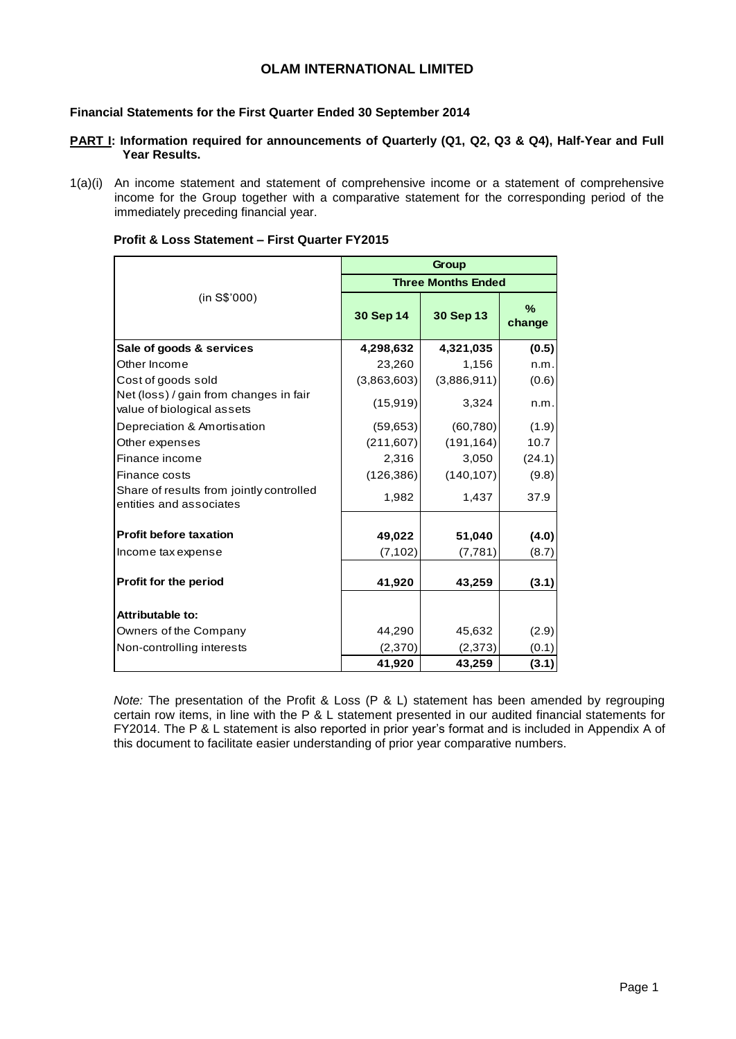# OLAM INTERNATIONAL LIMITED

**Financial Statements for the First Quarter Ended 30 September 2014**

**PART I: Information required for announcements of Quarterly (Q1, Q2, Q3 & Q4), Half-Year and Full Year Results.**

1(a)(i) An income statement and statement of comprehensive income or a statement of comprehensive income for the Group together with a comparative statement for the corresponding period of the immediately preceding financial year.

**Profit & Loss Statement – First Quarter FY2015**

| (in S$'000) | Group | | |
|---|---|---|---|
| | Three Months Ended | | |
| | **30 Sep 14** | **30 Sep 13** | **% change** |
| **Sale of goods & services** | **4,298,632** | **4,321,035** | **(0.5)** |
| Other Income | 23,260 | 1,156 | n.m. |
| Cost of goods sold | (3,863,603) | (3,886,911) | (0.6) |
| Net (loss) / gain from changes in fair value of biological assets | (15,919) | 3,324 | n.m. |
| Depreciation & Amortisation | (59,653) | (60,780) | (1.9) |
| Other expenses | (211,607) | (191,164) | 10.7 |
| Finance income | 2,316 | 3,050 | (24.1) |
| Finance costs | (126,386) | (140,107) | (9.8) |
| Share of results from jointly controlled entities and associates | 1,982 | 1,437 | 37.9 |
| **Profit before taxation** | **49,022** | **51,040** | **(4.0)** |
| Income tax expense | (7,102) | (7,781) | (8.7) |
| **Profit for the period** | **41,920** | **43,259** | **(3.1)** |
| **Attributable to:** | | | |
| Owners of the Company | 44,290 | 45,632 | (2.9) |
| Non-controlling interests | (2,370) | (2,373) | (0.1) |
| | **41,920** | **43,259** | **(3.1)** |

*Note:* The presentation of the Profit & Loss (P & L) statement has been amended by regrouping certain row items, in line with the P & L statement presented in our audited financial statements for FY2014. The P & L statement is also reported in prior year's format and is included in Appendix A of this document to facilitate easier understanding of prior year comparative numbers.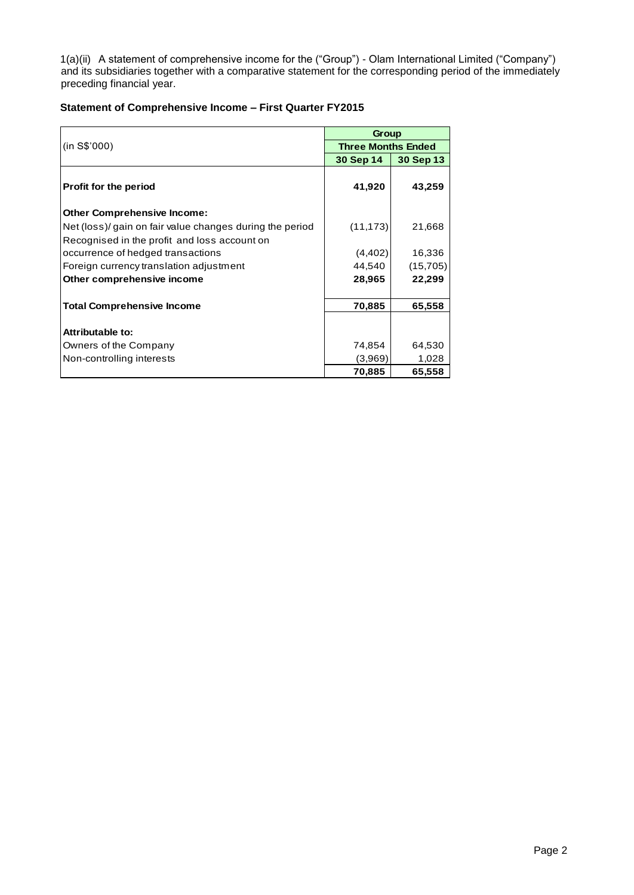1(a)(ii) A statement of comprehensive income for the ("Group") - Olam International Limited ("Company") and its subsidiaries together with a comparative statement for the corresponding period of the immediately preceding financial year.

**Statement of Comprehensive Income – First Quarter FY2015**

| (in S$'000) | Group | |
|---|---|---|
| | **Three Months Ended** | |
| | **30 Sep 14** | **30 Sep 13** |
| **Profit for the period** | **41,920** | **43,259** |
| **Other Comprehensive Income:** | | |
| Net (loss)/ gain on fair value changes during the period | (11,173) | 21,668 |
| Recognised in the profit and loss account on occurrence of hedged transactions | (4,402) | 16,336 |
| Foreign currency translation adjustment | 44,540 | (15,705) |
| **Other comprehensive income** | **28,965** | **22,299** |
| **Total Comprehensive Income** | **70,885** | **65,558** |
| **Attributable to:** | | |
| Owners of the Company | 74,854 | 64,530 |
| Non-controlling interests | (3,969) | 1,028 |
| | **70,885** | **65,558** |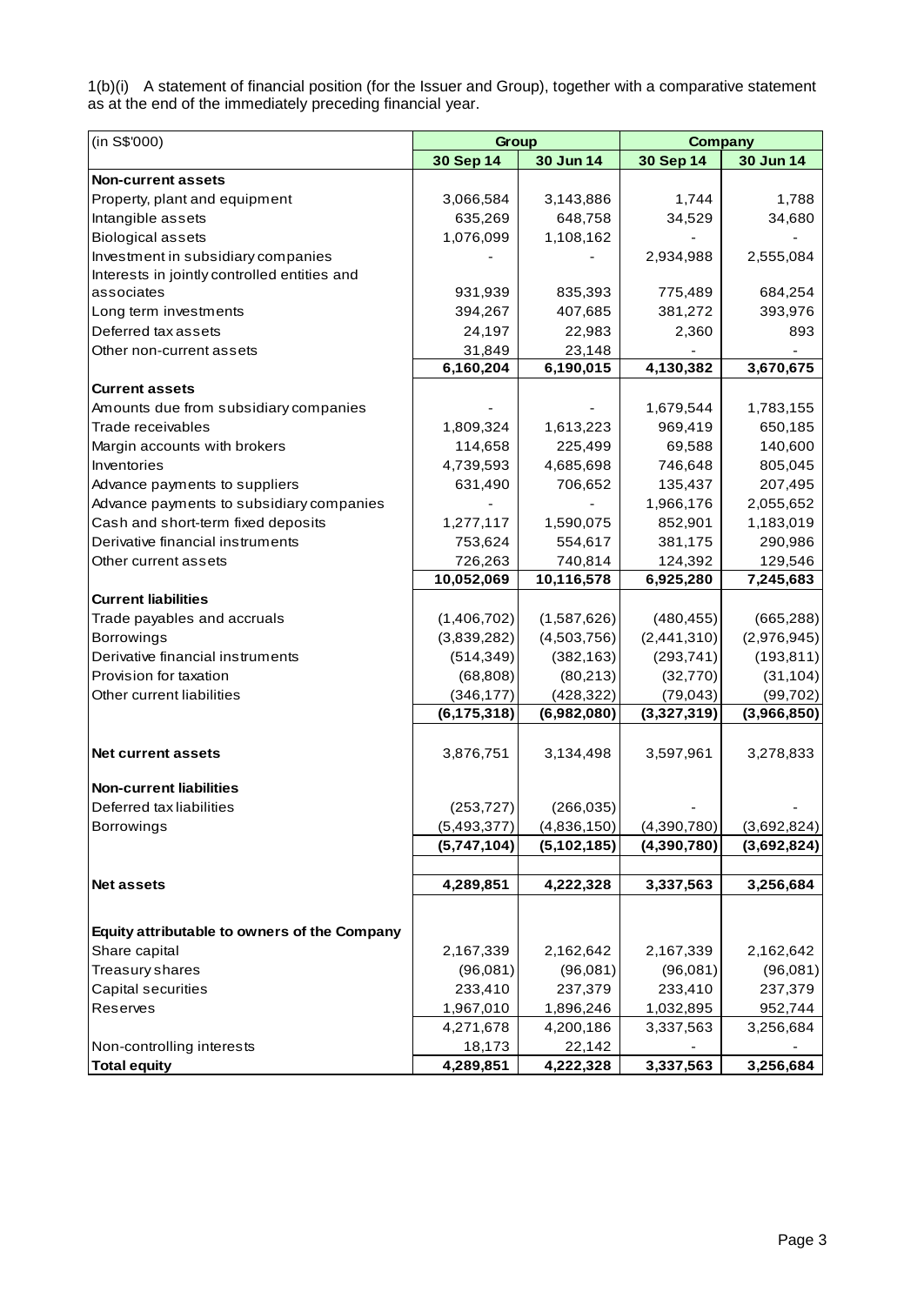1(b)(i) A statement of financial position (for the Issuer and Group), together with a comparative statement as at the end of the immediately preceding financial year.

| (in S$'000) | Group | | Company | |
|---|---|---|---|---|
| | **30 Sep 14** | **30 Jun 14** | **30 Sep 14** | **30 Jun 14** |
| **Non-current assets** | | | | |
| Property, plant and equipment | 3,066,584 | 3,143,886 | 1,744 | 1,788 |
| Intangible assets | 635,269 | 648,758 | 34,529 | 34,680 |
| Biological assets | 1,076,099 | 1,108,162 | - | - |
| Investment in subsidiary companies | - | - | 2,934,988 | 2,555,084 |
| Interests in jointly controlled entities and associates | 931,939 | 835,393 | 775,489 | 684,254 |
| Long term investments | 394,267 | 407,685 | 381,272 | 393,976 |
| Deferred tax assets | 24,197 | 22,983 | 2,360 | 893 |
| Other non-current assets | 31,849 | 23,148 | - | - |
| | **6,160,204** | **6,190,015** | **4,130,382** | **3,670,675** |
| **Current assets** | | | | |
| Amounts due from subsidiary companies | - | - | 1,679,544 | 1,783,155 |
| Trade receivables | 1,809,324 | 1,613,223 | 969,419 | 650,185 |
| Margin accounts with brokers | 114,658 | 225,499 | 69,588 | 140,600 |
| Inventories | 4,739,593 | 4,685,698 | 746,648 | 805,045 |
| Advance payments to suppliers | 631,490 | 706,652 | 135,437 | 207,495 |
| Advance payments to subsidiary companies | - | - | 1,966,176 | 2,055,652 |
| Cash and short-term fixed deposits | 1,277,117 | 1,590,075 | 852,901 | 1,183,019 |
| Derivative financial instruments | 753,624 | 554,617 | 381,175 | 290,986 |
| Other current assets | 726,263 | 740,814 | 124,392 | 129,546 |
| | **10,052,069** | **10,116,578** | **6,925,280** | **7,245,683** |
| **Current liabilities** | | | | |
| Trade payables and accruals | (1,406,702) | (1,587,626) | (480,455) | (665,288) |
| Borrowings | (3,839,282) | (4,503,756) | (2,441,310) | (2,976,945) |
| Derivative financial instruments | (514,349) | (382,163) | (293,741) | (193,811) |
| Provision for taxation | (68,808) | (80,213) | (32,770) | (31,104) |
| Other current liabilities | (346,177) | (428,322) | (79,043) | (99,702) |
| | **(6,175,318)** | **(6,982,080)** | **(3,327,319)** | **(3,966,850)** |
| **Net current assets** | 3,876,751 | 3,134,498 | 3,597,961 | 3,278,833 |
| **Non-current liabilities** | | | | |
| Deferred tax liabilities | (253,727) | (266,035) | - | - |
| Borrowings | (5,493,377) | (4,836,150) | (4,390,780) | (3,692,824) |
| | **(5,747,104)** | **(5,102,185)** | **(4,390,780)** | **(3,692,824)** |
| **Net assets** | **4,289,851** | **4,222,328** | **3,337,563** | **3,256,684** |
| **Equity attributable to owners of the Company** | | | | |
| Share capital | 2,167,339 | 2,162,642 | 2,167,339 | 2,162,642 |
| Treasury shares | (96,081) | (96,081) | (96,081) | (96,081) |
| Capital securities | 233,410 | 237,379 | 233,410 | 237,379 |
| Reserves | 1,967,010 | 1,896,246 | 1,032,895 | 952,744 |
| | 4,271,678 | 4,200,186 | 3,337,563 | 3,256,684 |
| Non-controlling interests | 18,173 | 22,142 | - | - |
| **Total equity** | **4,289,851** | **4,222,328** | **3,337,563** | **3,256,684** |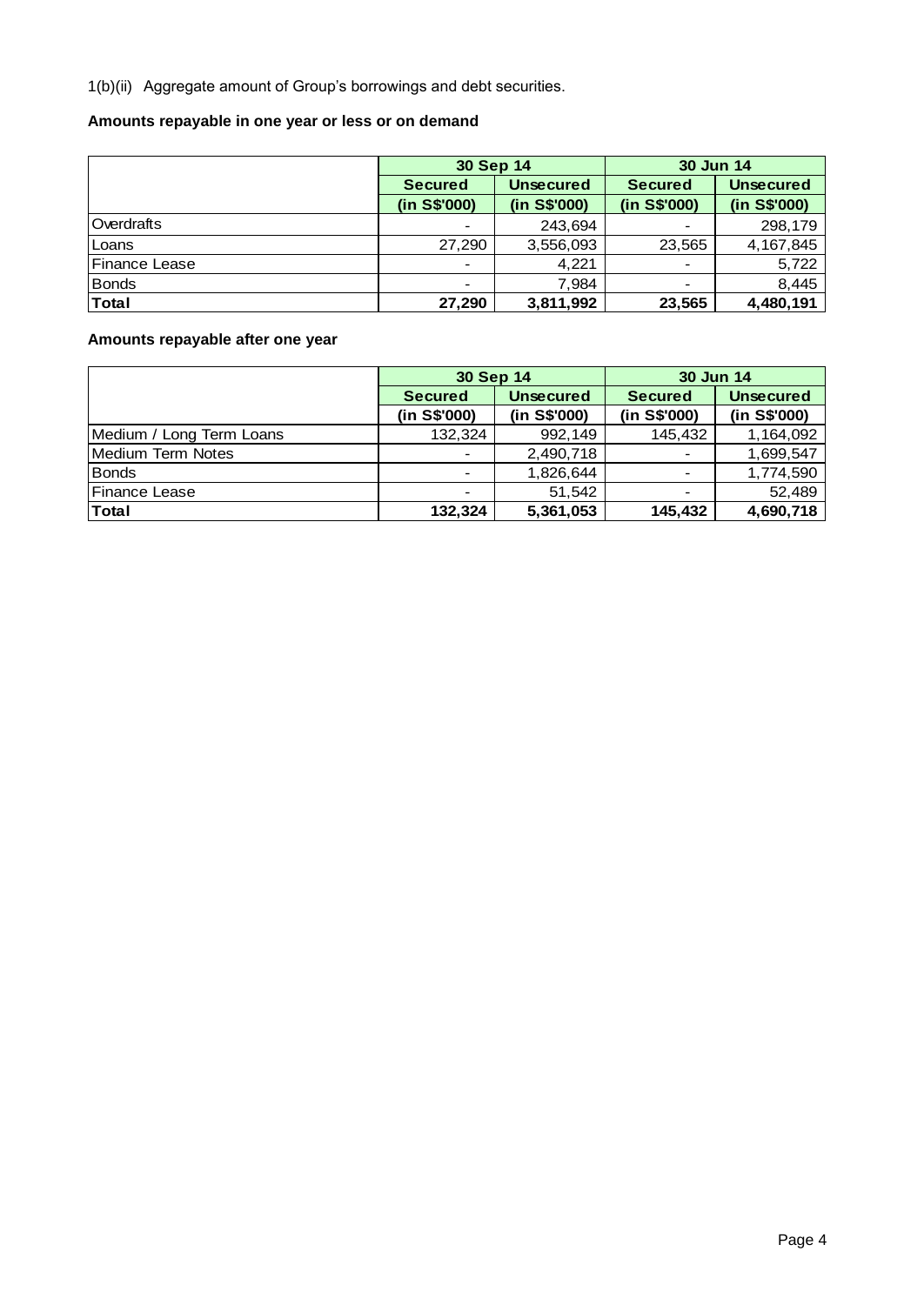1(b)(ii) Aggregate amount of Group's borrowings and debt securities.

**Amounts repayable in one year or less or on demand**

| | 30 Sep 14 | | 30 Jun 14 | |
|---|---|---|---|---|
| | Secured | Unsecured | Secured | Unsecured |
| | (in S$'000) | (in S$'000) | (in S$'000) | (in S$'000) |
| Overdrafts | - | 243,694 | - | 298,179 |
| Loans | 27,290 | 3,556,093 | 23,565 | 4,167,845 |
| Finance Lease | - | 4,221 | - | 5,722 |
| Bonds | - | 7,984 | - | 8,445 |
| **Total** | **27,290** | **3,811,992** | **23,565** | **4,480,191** |

**Amounts repayable after one year**

| | 30 Sep 14 | | 30 Jun 14 | |
|---|---|---|---|---|
| | Secured | Unsecured | Secured | Unsecured |
| | (in S$'000) | (in S$'000) | (in S$'000) | (in S$'000) |
| Medium / Long Term Loans | 132,324 | 992,149 | 145,432 | 1,164,092 |
| Medium Term Notes | - | 2,490,718 | - | 1,699,547 |
| Bonds | - | 1,826,644 | - | 1,774,590 |
| Finance Lease | - | 51,542 | - | 52,489 |
| **Total** | **132,324** | **5,361,053** | **145,432** | **4,690,718** |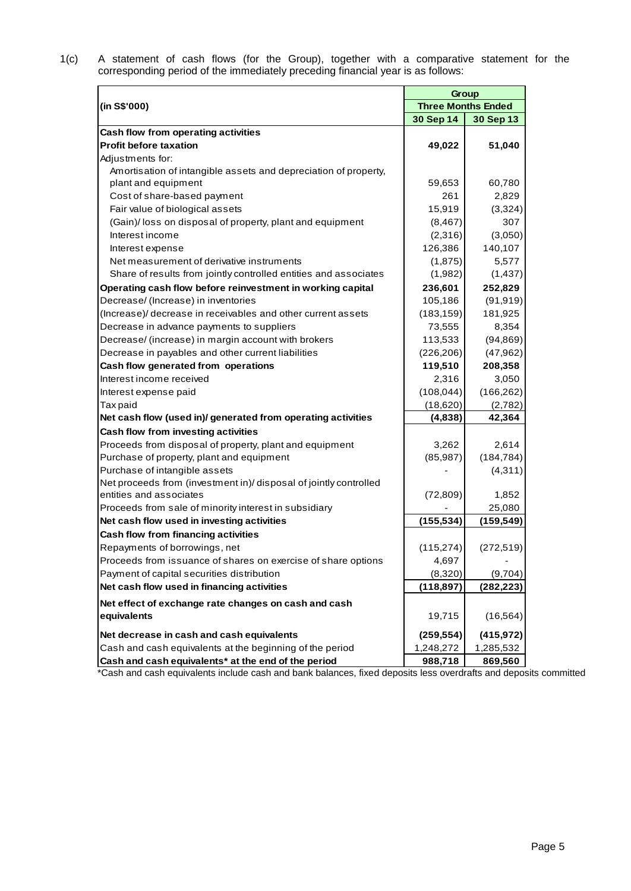1(c) A statement of cash flows (for the Group), together with a comparative statement for the corresponding period of the immediately preceding financial year is as follows:

| (in S$'000) | Group | |
|---|---|---|
| | Three Months Ended | |
| | 30 Sep 14 | 30 Sep 13 |
| **Cash flow from operating activities** | | |
| **Profit before taxation** | **49,022** | **51,040** |
| Adjustments for: | | |
| Amortisation of intangible assets and depreciation of property, plant and equipment | 59,653 | 60,780 |
| Cost of share-based payment | 261 | 2,829 |
| Fair value of biological assets | 15,919 | (3,324) |
| (Gain)/ loss on disposal of property, plant and equipment | (8,467) | 307 |
| Interest income | (2,316) | (3,050) |
| Interest expense | 126,386 | 140,107 |
| Net measurement of derivative instruments | (1,875) | 5,577 |
| Share of results from jointly controlled entities and associates | (1,982) | (1,437) |
| **Operating cash flow before reinvestment in working capital** | **236,601** | **252,829** |
| Decrease/ (Increase) in inventories | 105,186 | (91,919) |
| (Increase)/ decrease in receivables and other current assets | (183,159) | 181,925 |
| Decrease in advance payments to suppliers | 73,555 | 8,354 |
| Decrease/ (increase) in margin account with brokers | 113,533 | (94,869) |
| Decrease in payables and other current liabilities | (226,206) | (47,962) |
| **Cash flow generated from operations** | **119,510** | **208,358** |
| Interest income received | 2,316 | 3,050 |
| Interest expense paid | (108,044) | (166,262) |
| Tax paid | (18,620) | (2,782) |
| **Net cash flow (used in)/ generated from operating activities** | **(4,838)** | **42,364** |
| **Cash flow from investing activities** | | |
| Proceeds from disposal of property, plant and equipment | 3,262 | 2,614 |
| Purchase of property, plant and equipment | (85,987) | (184,784) |
| Purchase of intangible assets | - | (4,311) |
| Net proceeds from (investment in)/ disposal of jointly controlled entities and associates | (72,809) | 1,852 |
| Proceeds from sale of minority interest in subsidiary | - | 25,080 |
| **Net cash flow used in investing activities** | **(155,534)** | **(159,549)** |
| **Cash flow from financing activities** | | |
| Repayments of borrowings, net | (115,274) | (272,519) |
| Proceeds from issuance of shares on exercise of share options | 4,697 | - |
| Payment of capital securities distribution | (8,320) | (9,704) |
| **Net cash flow used in financing activities** | **(118,897)** | **(282,223)** |
| **Net effect of exchange rate changes on cash and cash equivalents** | 19,715 | (16,564) |
| **Net decrease in cash and cash equivalents** | **(259,554)** | **(415,972)** |
| Cash and cash equivalents at the beginning of the period | 1,248,272 | 1,285,532 |
| **Cash and cash equivalents* at the end of the period** | **988,718** | **869,560** |

*Cash and cash equivalents include cash and bank balances, fixed deposits less overdrafts and deposits committed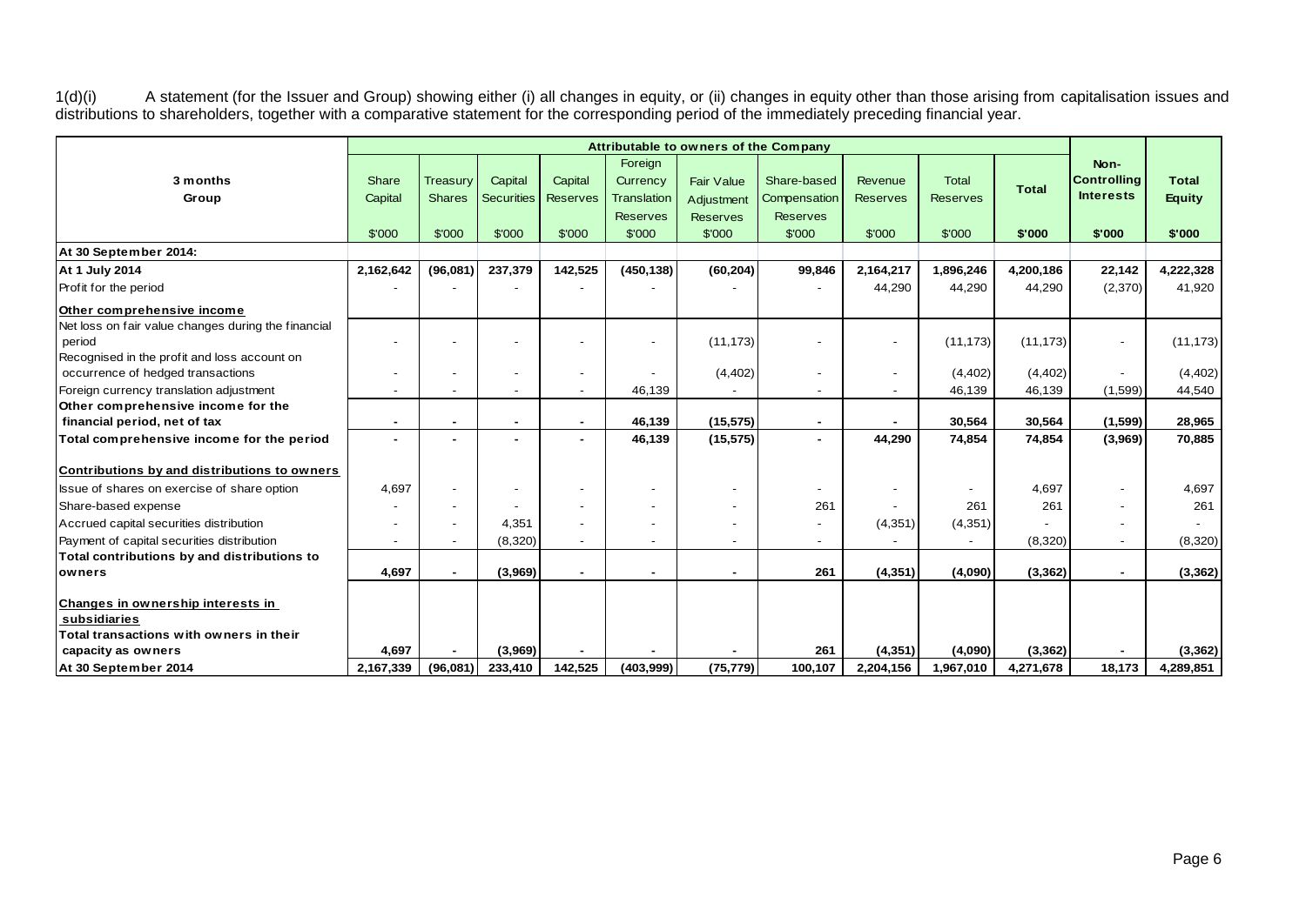1(d)(i) A statement (for the Issuer and Group) showing either (i) all changes in equity, or (ii) changes in equity other than those arising from capitalisation issues and distributions to shareholders, together with a comparative statement for the corresponding period of the immediately preceding financial year.

| 3 months Group | Attributable to owners of the Company | | | | | | | | | | Non-Controlling Interests | Total Equity |
|---|---|---|---|---|---|---|---|---|---|---|---|---|
| | Share Capital | Treasury Shares | Capital Securities | Capital Reserves | Foreign Currency Translation Reserves | Fair Value Adjustment Reserves | Share-based Compensation Reserves | Revenue Reserves | Total Reserves | Total | | |
| | $'000 | $'000 | $'000 | $'000 | $'000 | $'000 | $'000 | $'000 | $'000 | $'000 | $'000 | $'000 |
| **At 30 September 2014:** | | | | | | | | | | | | |
| **At 1 July 2014** | **2,162,642** | **(96,081)** | **237,379** | **142,525** | **(450,138)** | **(60,204)** | **99,846** | **2,164,217** | **1,896,246** | **4,200,186** | **22,142** | **4,222,328** |
| Profit for the period | - | - | - | - | - | - | - | 44,290 | 44,290 | 44,290 | (2,370) | 41,920 |
| **Other comprehensive income** | | | | | | | | | | | | |
| Net loss on fair value changes during the financial period | - | - | - | - | - | (11,173) | - | - | (11,173) | (11,173) | - | (11,173) |
| Recognised in the profit and loss account on occurrence of hedged transactions | - | - | - | - | - | (4,402) | - | - | (4,402) | (4,402) | - | (4,402) |
| Foreign currency translation adjustment | - | - | - | - | 46,139 | - | - | - | 46,139 | 46,139 | (1,599) | 44,540 |
| **Other comprehensive income for the financial period, net of tax** | **-** | **-** | **-** | **-** | **46,139** | **(15,575)** | **-** | **-** | **30,564** | **30,564** | **(1,599)** | **28,965** |
| **Total comprehensive income for the period** | **-** | **-** | **-** | **-** | **46,139** | **(15,575)** | **-** | **44,290** | **74,854** | **74,854** | **(3,969)** | **70,885** |
| **Contributions by and distributions to owners** | | | | | | | | | | | | |
| Issue of shares on exercise of share option | 4,697 | - | - | - | - | - | - | - | - | 4,697 | - | 4,697 |
| Share-based expense | - | - | - | - | - | - | 261 | - | 261 | 261 | - | 261 |
| Accrued capital securities distribution | - | - | 4,351 | - | - | - | - | (4,351) | (4,351) | - | - | - |
| Payment of capital securities distribution | - | - | (8,320) | - | - | - | - | - | - | (8,320) | - | (8,320) |
| **Total contributions by and distributions to owners** | **4,697** | **-** | **(3,969)** | **-** | **-** | **-** | **261** | **(4,351)** | **(4,090)** | **(3,362)** | **-** | **(3,362)** |
| **Changes in ownership interests in subsidiaries** | | | | | | | | | | | | |
| **Total transactions with owners in their capacity as owners** | **4,697** | **-** | **(3,969)** | **-** | **-** | **-** | **261** | **(4,351)** | **(4,090)** | **(3,362)** | **-** | **(3,362)** |
| **At 30 September 2014** | **2,167,339** | **(96,081)** | **233,410** | **142,525** | **(403,999)** | **(75,779)** | **100,107** | **2,204,156** | **1,967,010** | **4,271,678** | **18,173** | **4,289,851** |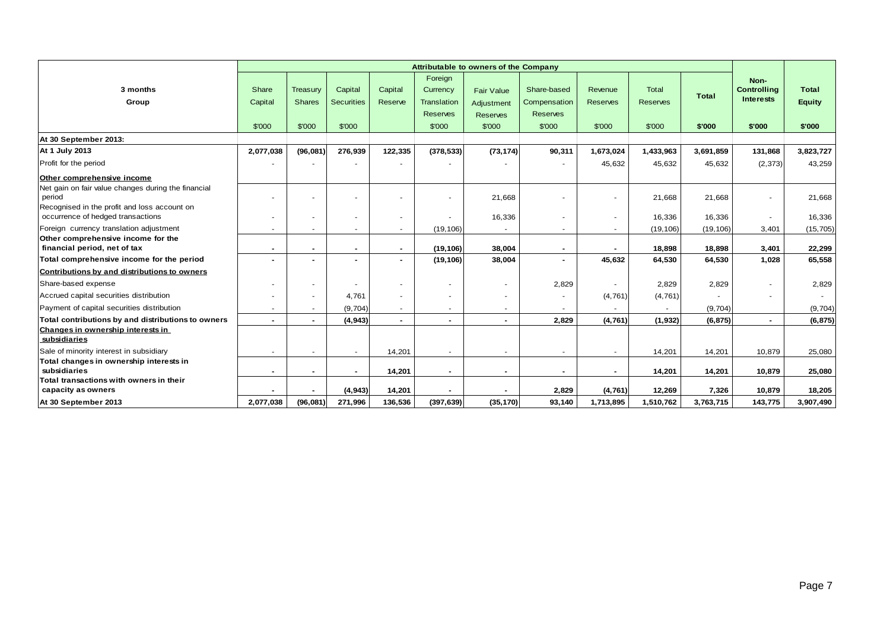| 3 months<br>Group | Attributable to owners of the Company | | | | | | | | | | Non-Controlling Interests | Total Equity |
|---|---|---|---|---|---|---|---|---|---|---|---|---|
| | Share Capital | Treasury Shares | Capital Securities | Capital Reserve | Foreign Currency Translation Reserves | Fair Value Adjustment Reserves | Share-based Compensation Reserves | Revenue Reserves | Total Reserves | Total | | |
| | $'000 | $'000 | $'000 | | $'000 | $'000 | $'000 | $'000 | $'000 | $'000 | $'000 | $'000 |
| **At 30 September 2013:** | | | | | | | | | | | | |
| **At 1 July 2013** | **2,077,038** | **(96,081)** | **276,939** | **122,335** | **(378,533)** | **(73,174)** | **90,311** | **1,673,024** | **1,433,963** | **3,691,859** | **131,868** | **3,823,727** |
| Profit for the period | - | - | - | - | - | - | - | 45,632 | 45,632 | 45,632 | (2,373) | 43,259 |
| **Other comprehensive income** | | | | | | | | | | | | |
| Net gain on fair value changes during the financial period | - | - | - | - | - | 21,668 | - | - | 21,668 | 21,668 | - | 21,668 |
| Recognised in the profit and loss account on occurrence of hedged transactions | - | - | - | - | - | 16,336 | - | - | 16,336 | 16,336 | - | 16,336 |
| Foreign currency translation adjustment | - | - | - | - | (19,106) | - | - | - | (19,106) | (19,106) | 3,401 | (15,705) |
| **Other comprehensive income for the financial period, net of tax** | **-** | **-** | **-** | **-** | **(19,106)** | **38,004** | **-** | **-** | **18,898** | **18,898** | **3,401** | **22,299** |
| **Total comprehensive income for the period** | **-** | **-** | **-** | **-** | **(19,106)** | **38,004** | **-** | **45,632** | **64,530** | **64,530** | **1,028** | **65,558** |
| **Contributions by and distributions to owners** | | | | | | | | | | | | |
| Share-based expense | - | - | - | - | - | - | 2,829 | - | 2,829 | 2,829 | - | 2,829 |
| Accrued capital securities distribution | - | - | 4,761 | - | - | - | - | (4,761) | (4,761) | - | - | - |
| Payment of capital securities distribution | - | - | (9,704) | - | - | - | - | - | - | (9,704) | | (9,704) |
| **Total contributions by and distributions to owners** | **-** | **-** | **(4,943)** | **-** | **-** | **-** | **2,829** | **(4,761)** | **(1,932)** | **(6,875)** | **-** | **(6,875)** |
| **Changes in ownership interests in subsidiaries** | | | | | | | | | | | | |
| Sale of minority interest in subsidiary | - | - | - | 14,201 | - | - | - | - | 14,201 | 14,201 | 10,879 | 25,080 |
| **Total changes in ownership interests in subsidiaries** | **-** | **-** | **-** | **14,201** | **-** | **-** | **-** | **-** | **14,201** | **14,201** | **10,879** | **25,080** |
| **Total transactions with owners in their capacity as owners** | **-** | **-** | **(4,943)** | **14,201** | **-** | **-** | **2,829** | **(4,761)** | **12,269** | **7,326** | **10,879** | **18,205** |
| **At 30 September 2013** | **2,077,038** | **(96,081)** | **271,996** | **136,536** | **(397,639)** | **(35,170)** | **93,140** | **1,713,895** | **1,510,762** | **3,763,715** | **143,775** | **3,907,490** |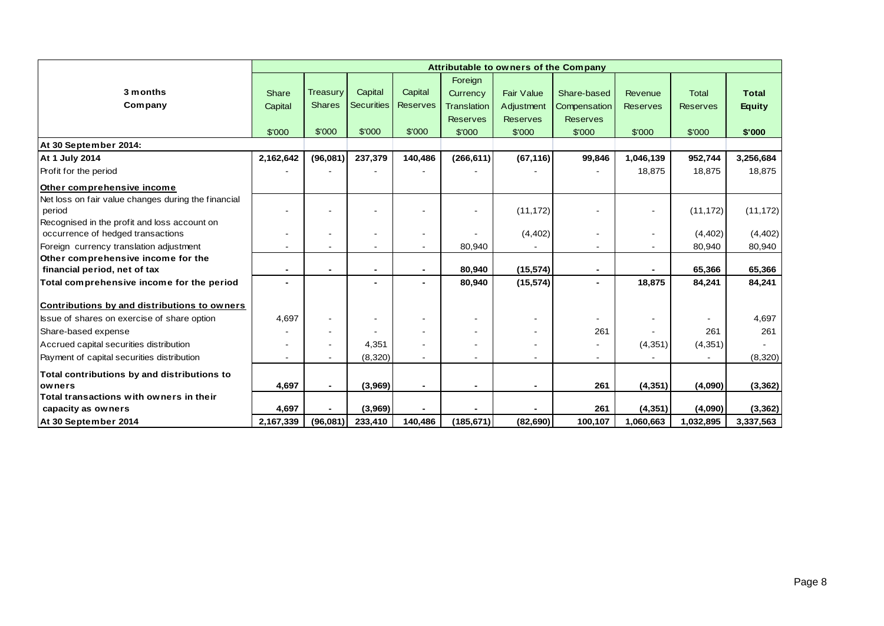| 3 months Company | Attributable to owners of the Company | | | | | | | | | |
|---|---|---|---|---|---|---|---|---|---|---|
| | Share Capital | Treasury Shares | Capital Securities | Capital Reserves | Foreign Currency Translation Reserves | Fair Value Adjustment Reserves | Share-based Compensation Reserves | Revenue Reserves | Total Reserves | **Total Equity** |
| | $'000 | $'000 | $'000 | $'000 | $'000 | $'000 | $'000 | $'000 | $'000 | **$'000** |
| **At 30 September 2014:** | | | | | | | | | | |
| **At 1 July 2014** | **2,162,642** | **(96,081)** | **237,379** | **140,486** | **(266,611)** | **(67,116)** | **99,846** | **1,046,139** | **952,744** | **3,256,684** |
| Profit for the period | - | - | - | - | - | - | - | 18,875 | 18,875 | 18,875 |
| **Other comprehensive income** | | | | | | | | | | |
| Net loss on fair value changes during the financial period | - | - | - | - | - | (11,172) | - | - | (11,172) | (11,172) |
| Recognised in the profit and loss account on occurrence of hedged transactions | - | - | - | - | - | (4,402) | - | - | (4,402) | (4,402) |
| Foreign currency translation adjustment | - | - | - | - | 80,940 | - | - | - | 80,940 | 80,940 |
| **Other comprehensive income for the financial period, net of tax** | **-** | **-** | **-** | **-** | **80,940** | **(15,574)** | **-** | **-** | **65,366** | **65,366** |
| **Total comprehensive income for the period** | **-** | | **-** | **-** | **80,940** | **(15,574)** | **-** | **18,875** | **84,241** | **84,241** |
| **Contributions by and distributions to owners** | | | | | | | | | | |
| Issue of shares on exercise of share option | 4,697 | - | - | - | - | - | - | - | - | 4,697 |
| Share-based expense | - | - | - | - | - | - | 261 | - | 261 | 261 |
| Accrued capital securities distribution | - | - | 4,351 | - | - | - | - | (4,351) | (4,351) | - |
| Payment of capital securities distribution | - | - | (8,320) | - | - | - | - | - | - | (8,320) |
| **Total contributions by and distributions to owners** | **4,697** | **-** | **(3,969)** | **-** | **-** | **-** | **261** | **(4,351)** | **(4,090)** | **(3,362)** |
| **Total transactions with owners in their capacity as owners** | **4,697** | **-** | **(3,969)** | **-** | **-** | **-** | **261** | **(4,351)** | **(4,090)** | **(3,362)** |
| **At 30 September 2014** | **2,167,339** | **(96,081)** | **233,410** | **140,486** | **(185,671)** | **(82,690)** | **100,107** | **1,060,663** | **1,032,895** | **3,337,563** |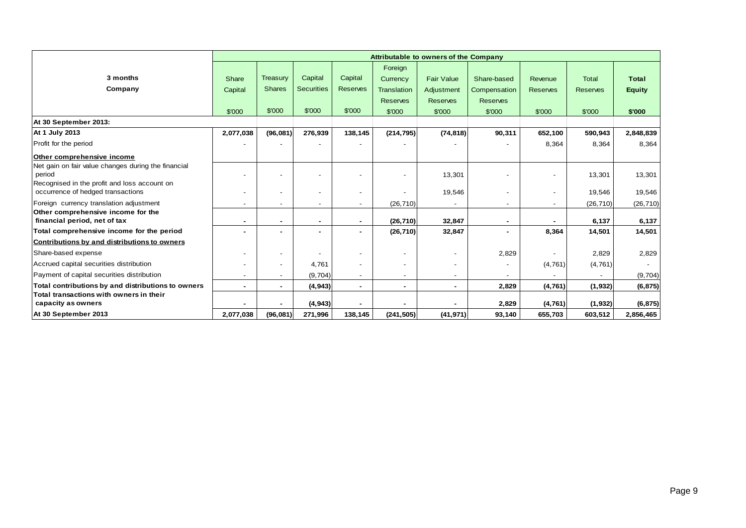| 3 months Company | Attributable to owners of the Company | | | | | | | | | |
|---|---|---|---|---|---|---|---|---|---|---|
| | Share Capital | Treasury Shares | Capital Securities | Capital Reserves | Foreign Currency Translation Reserves | Fair Value Adjustment Reserves | Share-based Compensation Reserves | Revenue Reserves | Total Reserves | **Total Equity** |
| | $'000 | $'000 | $'000 | $'000 | $'000 | $'000 | $'000 | $'000 | $'000 | **$'000** |
| **At 30 September 2013:** | | | | | | | | | | |
| **At 1 July 2013** | **2,077,038** | **(96,081)** | **276,939** | **138,145** | **(214,795)** | **(74,818)** | **90,311** | **652,100** | **590,943** | **2,848,839** |
| Profit for the period | - | - | - | - | - | - | - | 8,364 | 8,364 | 8,364 |
| **Other comprehensive income** | | | | | | | | | | |
| Net gain on fair value changes during the financial period | - | - | - | - | - | 13,301 | - | - | 13,301 | 13,301 |
| Recognised in the profit and loss account on occurrence of hedged transactions | - | - | - | - | - | 19,546 | - | - | 19,546 | 19,546 |
| Foreign currency translation adjustment | - | - | - | - | (26,710) | - | - | - | (26,710) | (26,710) |
| **Other comprehensive income for the financial period, net of tax** | **-** | **-** | **-** | **-** | **(26,710)** | **32,847** | **-** | **-** | **6,137** | **6,137** |
| **Total comprehensive income for the period** | **-** | **-** | **-** | **-** | **(26,710)** | **32,847** | **-** | **8,364** | **14,501** | **14,501** |
| **Contributions by and distributions to owners** | | | | | | | | | | |
| Share-based expense | - | - | - | - | - | - | 2,829 | - | 2,829 | 2,829 |
| Accrued capital securities distribution | - | - | 4,761 | - | - | - | - | (4,761) | (4,761) | - |
| Payment of capital securities distribution | - | - | (9,704) | - | - | - | - | - | - | (9,704) |
| **Total contributions by and distributions to owners** | **-** | **-** | **(4,943)** | **-** | **-** | **-** | **2,829** | **(4,761)** | **(1,932)** | **(6,875)** |
| **Total transactions with owners in their capacity as owners** | **-** | **-** | **(4,943)** | **-** | **-** | **-** | **2,829** | **(4,761)** | **(1,932)** | **(6,875)** |
| **At 30 September 2013** | **2,077,038** | **(96,081)** | **271,996** | **138,145** | **(241,505)** | **(41,971)** | **93,140** | **655,703** | **603,512** | **2,856,465** |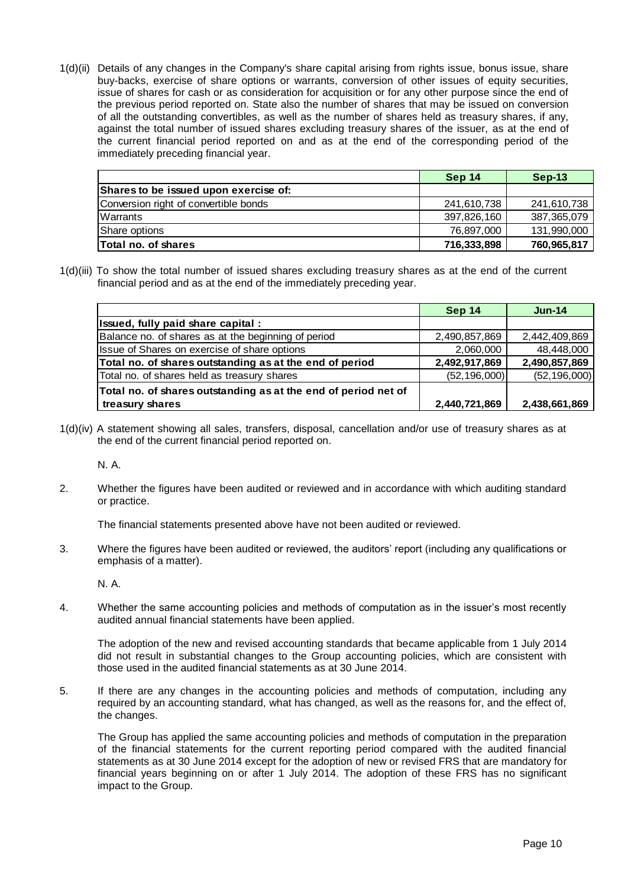1(d)(ii) Details of any changes in the Company's share capital arising from rights issue, bonus issue, share buy-backs, exercise of share options or warrants, conversion of other issues of equity securities, issue of shares for cash or as consideration for acquisition or for any other purpose since the end of the previous period reported on. State also the number of shares that may be issued on conversion of all the outstanding convertibles, as well as the number of shares held as treasury shares, if any, against the total number of issued shares excluding treasury shares of the issuer, as at the end of the current financial period reported on and as at the end of the corresponding period of the immediately preceding financial year.

| | Sep 14 | Sep-13 |
|---|---|---|
| **Shares to be issued upon exercise of:** | | |
| Conversion right of convertible bonds | 241,610,738 | 241,610,738 |
| Warrants | 397,826,160 | 387,365,079 |
| Share options | 76,897,000 | 131,990,000 |
| **Total no. of shares** | **716,333,898** | **760,965,817** |

1(d)(iii) To show the total number of issued shares excluding treasury shares as at the end of the current financial period and as at the end of the immediately preceding year.

| | Sep 14 | Jun-14 |
|---|---|---|
| **Issued, fully paid share capital :** | | |
| Balance no. of shares as at the beginning of period | 2,490,857,869 | 2,442,409,869 |
| Issue of Shares on exercise of share options | 2,060,000 | 48,448,000 |
| **Total no. of shares outstanding as at the end of period** | **2,492,917,869** | **2,490,857,869** |
| Total no. of shares held as treasury shares | (52,196,000) | (52,196,000) |
| **Total no. of shares outstanding as at the end of period net of treasury shares** | **2,440,721,869** | **2,438,661,869** |

1(d)(iv) A statement showing all sales, transfers, disposal, cancellation and/or use of treasury shares as at the end of the current financial period reported on.

N. A.

2. Whether the figures have been audited or reviewed and in accordance with which auditing standard or practice.

The financial statements presented above have not been audited or reviewed.

3. Where the figures have been audited or reviewed, the auditors' report (including any qualifications or emphasis of a matter).

N. A.

4. Whether the same accounting policies and methods of computation as in the issuer's most recently audited annual financial statements have been applied.

The adoption of the new and revised accounting standards that became applicable from 1 July 2014 did not result in substantial changes to the Group accounting policies, which are consistent with those used in the audited financial statements as at 30 June 2014.

5. If there are any changes in the accounting policies and methods of computation, including any required by an accounting standard, what has changed, as well as the reasons for, and the effect of, the changes.

The Group has applied the same accounting policies and methods of computation in the preparation of the financial statements for the current reporting period compared with the audited financial statements as at 30 June 2014 except for the adoption of new or revised FRS that are mandatory for financial years beginning on or after 1 July 2014. The adoption of these FRS has no significant impact to the Group.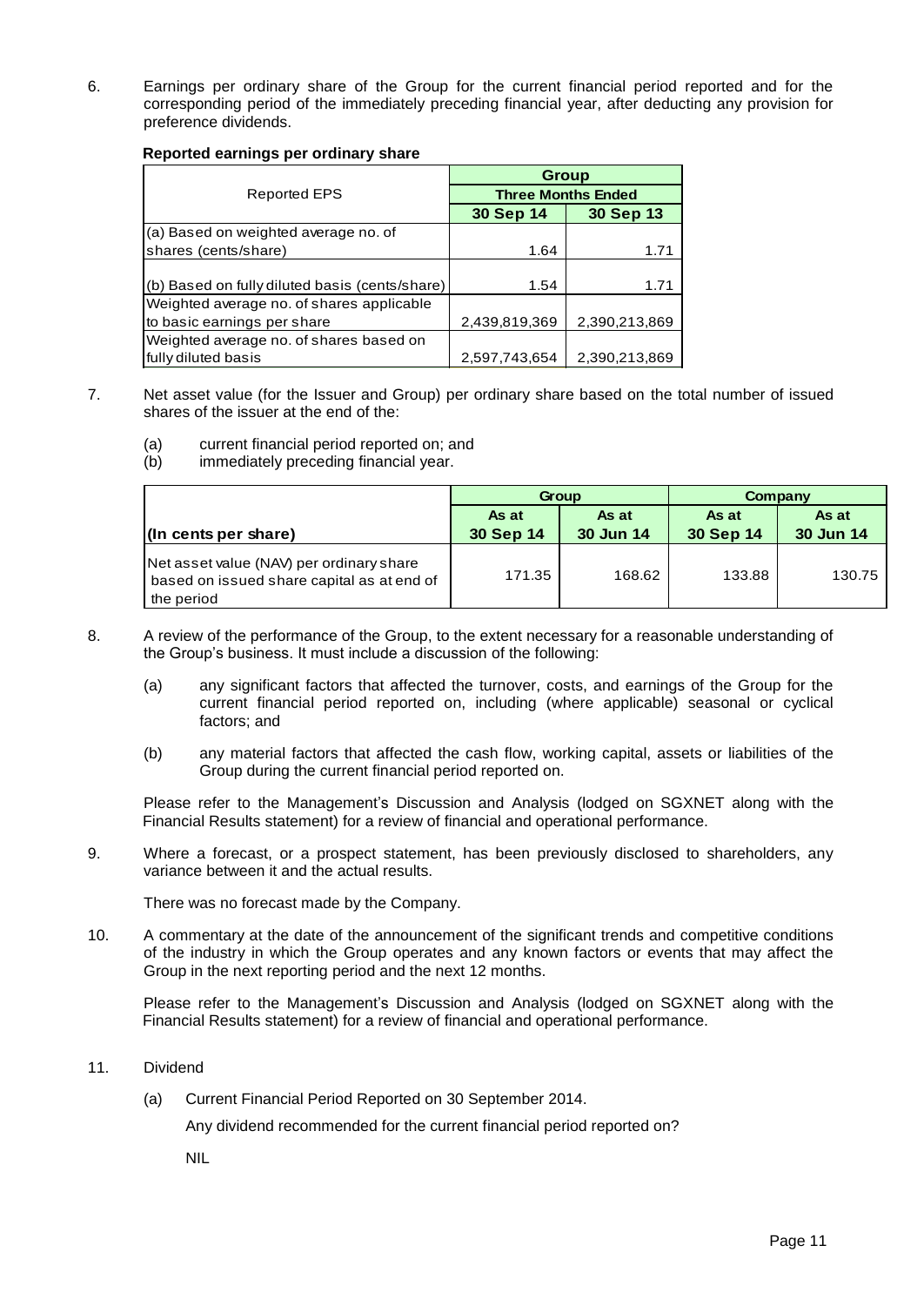6. Earnings per ordinary share of the Group for the current financial period reported and for the corresponding period of the immediately preceding financial year, after deducting any provision for preference dividends.

**Reported earnings per ordinary share**

| Reported EPS | Group | |
|---|---|---|
| | Three Months Ended | |
| | 30 Sep 14 | 30 Sep 13 |
| (a) Based on weighted average no. of shares (cents/share) | 1.64 | 1.71 |
| (b) Based on fully diluted basis (cents/share) | 1.54 | 1.71 |
| Weighted average no. of shares applicable to basic earnings per share | 2,439,819,369 | 2,390,213,869 |
| Weighted average no. of shares based on fully diluted basis | 2,597,743,654 | 2,390,213,869 |

7. Net asset value (for the Issuer and Group) per ordinary share based on the total number of issued shares of the issuer at the end of the:

   (a) current financial period reported on; and
   (b) immediately preceding financial year.

| | Group | | Company | |
|---|---|---|---|---|
| (In cents per share) | As at 30 Sep 14 | As at 30 Jun 14 | As at 30 Sep 14 | As at 30 Jun 14 |
| Net asset value (NAV) per ordinary share based on issued share capital as at end of the period | 171.35 | 168.62 | 133.88 | 130.75 |

8. A review of the performance of the Group, to the extent necessary for a reasonable understanding of the Group's business. It must include a discussion of the following:

   (a) any significant factors that affected the turnover, costs, and earnings of the Group for the current financial period reported on, including (where applicable) seasonal or cyclical factors; and

   (b) any material factors that affected the cash flow, working capital, assets or liabilities of the Group during the current financial period reported on.

   Please refer to the Management's Discussion and Analysis (lodged on SGXNET along with the Financial Results statement) for a review of financial and operational performance.

9. Where a forecast, or a prospect statement, has been previously disclosed to shareholders, any variance between it and the actual results.

   There was no forecast made by the Company.

10. A commentary at the date of the announcement of the significant trends and competitive conditions of the industry in which the Group operates and any known factors or events that may affect the Group in the next reporting period and the next 12 months.

    Please refer to the Management's Discussion and Analysis (lodged on SGXNET along with the Financial Results statement) for a review of financial and operational performance.

11. Dividend

    (a) Current Financial Period Reported on 30 September 2014.

    Any dividend recommended for the current financial period reported on?

    NIL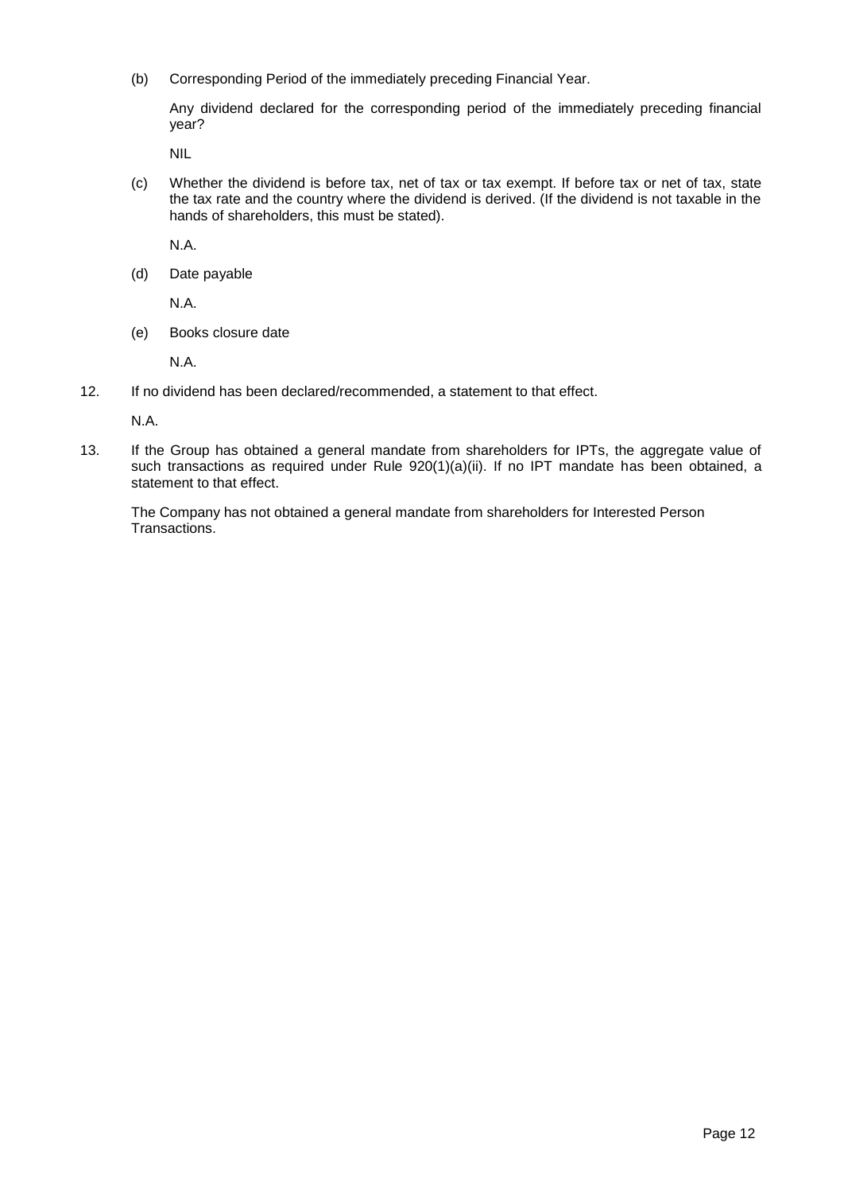(b) Corresponding Period of the immediately preceding Financial Year.

Any dividend declared for the corresponding period of the immediately preceding financial year?

NIL

(c) Whether the dividend is before tax, net of tax or tax exempt. If before tax or net of tax, state the tax rate and the country where the dividend is derived. (If the dividend is not taxable in the hands of shareholders, this must be stated).

N.A.

(d) Date payable

N.A.

(e) Books closure date

N.A.

12. If no dividend has been declared/recommended, a statement to that effect.

N.A.

13. If the Group has obtained a general mandate from shareholders for IPTs, the aggregate value of such transactions as required under Rule 920(1)(a)(ii). If no IPT mandate has been obtained, a statement to that effect.

The Company has not obtained a general mandate from shareholders for Interested Person Transactions.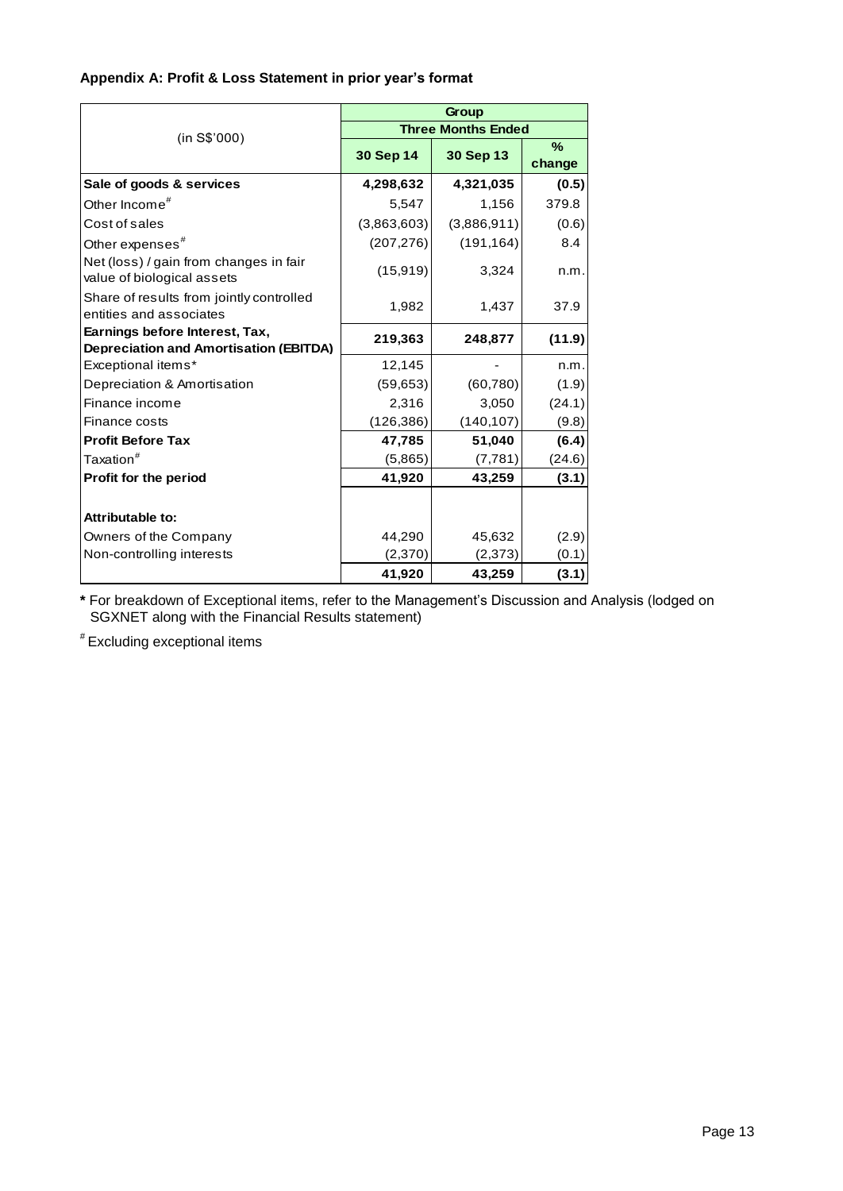**Appendix A: Profit & Loss Statement in prior year's format**

| (in S$'000) | Group | | |
|---|---|---|---|
| | Three Months Ended | | |
| | 30 Sep 14 | 30 Sep 13 | % change |
| **Sale of goods & services** | **4,298,632** | **4,321,035** | **(0.5)** |
| Other Income# | 5,547 | 1,156 | 379.8 |
| Cost of sales | (3,863,603) | (3,886,911) | (0.6) |
| Other expenses# | (207,276) | (191,164) | 8.4 |
| Net (loss) / gain from changes in fair value of biological assets | (15,919) | 3,324 | n.m. |
| Share of results from jointly controlled entities and associates | 1,982 | 1,437 | 37.9 |
| **Earnings before Interest, Tax, Depreciation and Amortisation (EBITDA)** | **219,363** | **248,877** | **(11.9)** |
| Exceptional items* | 12,145 | - | n.m. |
| Depreciation & Amortisation | (59,653) | (60,780) | (1.9) |
| Finance income | 2,316 | 3,050 | (24.1) |
| Finance costs | (126,386) | (140,107) | (9.8) |
| **Profit Before Tax** | **47,785** | **51,040** | **(6.4)** |
| Taxation# | (5,865) | (7,781) | (24.6) |
| **Profit for the period** | **41,920** | **43,259** | **(3.1)** |
| | | | |
| **Attributable to:** | | | |
| Owners of the Company | 44,290 | 45,632 | (2.9) |
| Non-controlling interests | (2,370) | (2,373) | (0.1) |
| | **41,920** | **43,259** | **(3.1)** |

**\*** For breakdown of Exceptional items, refer to the Management's Discussion and Analysis (lodged on SGXNET along with the Financial Results statement)

# Excluding exceptional items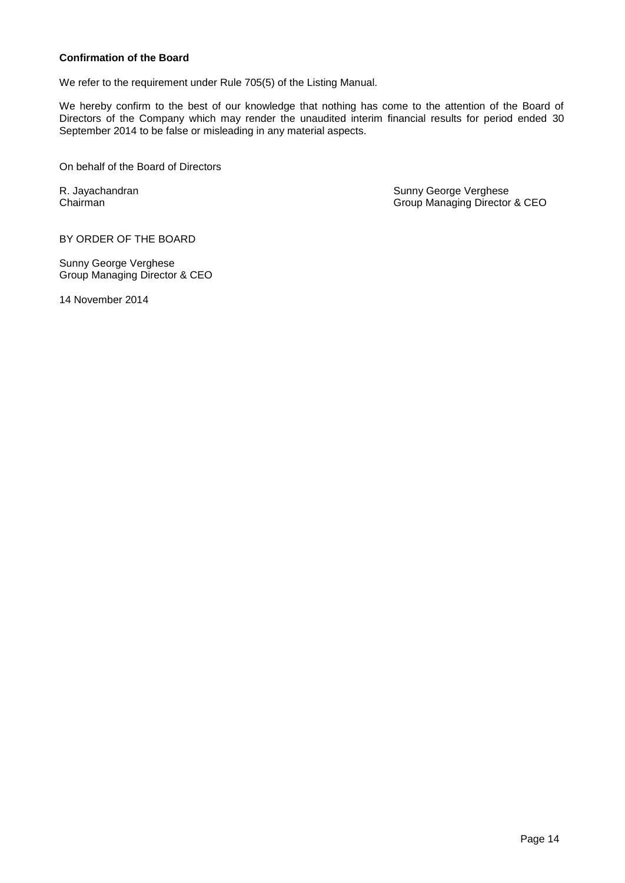**Confirmation of the Board**

We refer to the requirement under Rule 705(5) of the Listing Manual.

We hereby confirm to the best of our knowledge that nothing has come to the attention of the Board of Directors of the Company which may render the unaudited interim financial results for period ended 30 September 2014 to be false or misleading in any material aspects.

On behalf of the Board of Directors

| | |
|---|---|
| R. Jayachandran | Sunny George Verghese |
| Chairman | Group Managing Director & CEO |

BY ORDER OF THE BOARD

Sunny George Verghese
Group Managing Director & CEO

14 November 2014